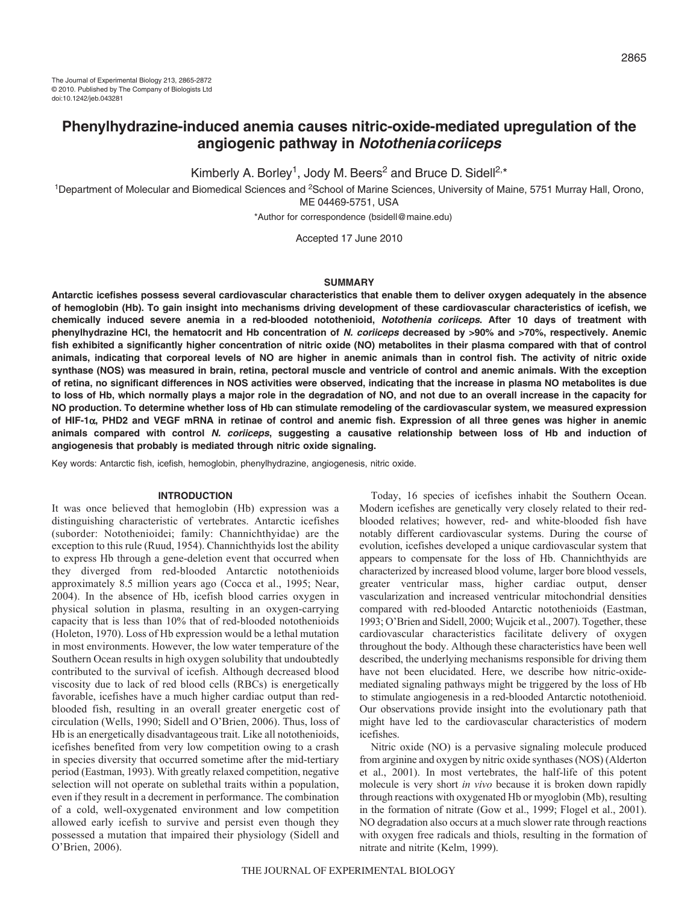# Phenylhydrazine-induced anemia causes nitric-oxide-mediated upregulation of the angiogenic pathway in *Notothenia coriiceps*

Kimberly A. Borley[1], Jody M. Beers[2] and Bruce D. Sidell[2,*]

[1]Department of Molecular and Biomedical Sciences and [2]School of Marine Sciences, University of Maine, 5751 Murray Hall, Orono, ME 04469-5751, USA

*Author for correspondence (bsidell@maine.edu)

Accepted 17 June 2010

## SUMMARY

**Antarctic icefishes possess several cardiovascular characteristics that enable them to deliver oxygen adequately in the absence of hemoglobin (Hb). To gain insight into mechanisms driving development of these cardiovascular characteristics of icefish, we chemically induced severe anemia in a red-blooded notothenioid, *Notothenia coriiceps*. After 10 days of treatment with phenylhydrazine HCl, the hematocrit and Hb concentration of *N. coriiceps* decreased by >90% and >70%, respectively. Anemic fish exhibited a significantly higher concentration of nitric oxide (NO) metabolites in their plasma compared with that of control animals, indicating that corporeal levels of NO are higher in anemic animals than in control fish. The activity of nitric oxide synthase (NOS) was measured in brain, retina, pectoral muscle and ventricle of control and anemic animals. With the exception of retina, no significant differences in NOS activities were observed, indicating that the increase in plasma NO metabolites is due to loss of Hb, which normally plays a major role in the degradation of NO, and not due to an overall increase in the capacity for NO production. To determine whether loss of Hb can stimulate remodeling of the cardiovascular system, we measured expression of HIF-1α, PHD2 and VEGF mRNA in retinae of control and anemic fish. Expression of all three genes was higher in anemic animals compared with control *N. coriiceps*, suggesting a causative relationship between loss of Hb and induction of angiogenesis that probably is mediated through nitric oxide signaling.**

Key words: Antarctic fish, icefish, hemoglobin, phenylhydrazine, angiogenesis, nitric oxide.

## INTRODUCTION

It was once believed that hemoglobin (Hb) expression was a distinguishing characteristic of vertebrates. Antarctic icefishes (suborder: Notothenioidei; family: Channichthyidae) are the exception to this rule (Ruud, 1954). Channichthyids lost the ability to express Hb through a gene-deletion event that occurred when they diverged from red-blooded Antarctic notothenioids approximately 8.5 million years ago (Cocca et al., 1995; Near, 2004). In the absence of Hb, icefish blood carries oxygen in physical solution in plasma, resulting in an oxygen-carrying capacity that is less than 10% that of red-blooded notothenioids (Holeton, 1970). Loss of Hb expression would be a lethal mutation in most environments. However, the low water temperature of the Southern Ocean results in high oxygen solubility that undoubtedly contributed to the survival of icefish. Although decreased blood viscosity due to lack of red blood cells (RBCs) is energetically favorable, icefishes have a much higher cardiac output than red-blooded fish, resulting in an overall greater energetic cost of circulation (Wells, 1990; Sidell and O'Brien, 2006). Thus, loss of Hb is an energetically disadvantageous trait. Like all notothenioids, icefishes benefited from very low competition owing to a crash in species diversity that occurred sometime after the mid-tertiary period (Eastman, 1993). With greatly relaxed competition, negative selection will not operate on sublethal traits within a population, even if they result in a decrement in performance. The combination of a cold, well-oxygenated environment and low competition allowed early icefish to survive and persist even though they possessed a mutation that impaired their physiology (Sidell and O'Brien, 2006).

Today, 16 species of icefishes inhabit the Southern Ocean. Modern icefishes are genetically very closely related to their red-blooded relatives; however, red- and white-blooded fish have notably different cardiovascular systems. During the course of evolution, icefishes developed a unique cardiovascular system that appears to compensate for the loss of Hb. Channichthyids are characterized by increased blood volume, larger bore blood vessels, greater ventricular mass, higher cardiac output, denser vascularization and increased ventricular mitochondrial densities compared with red-blooded Antarctic notothenioids (Eastman, 1993; O'Brien and Sidell, 2000; Wujcik et al., 2007). Together, these cardiovascular characteristics facilitate delivery of oxygen throughout the body. Although these characteristics have been well described, the underlying mechanisms responsible for driving them have not been elucidated. Here, we describe how nitric-oxide-mediated signaling pathways might be triggered by the loss of Hb to stimulate angiogenesis in a red-blooded Antarctic notothenioid. Our observations provide insight into the evolutionary path that might have led to the cardiovascular characteristics of modern icefishes.

Nitric oxide (NO) is a pervasive signaling molecule produced from arginine and oxygen by nitric oxide synthases (NOS) (Alderton et al., 2001). In most vertebrates, the half-life of this potent molecule is very short *in vivo* because it is broken down rapidly through reactions with oxygenated Hb or myoglobin (Mb), resulting in the formation of nitrate (Gow et al., 1999; Flogel et al., 2001). NO degradation also occurs at a much slower rate through reactions with oxygen free radicals and thiols, resulting in the formation of nitrate and nitrite (Kelm, 1999).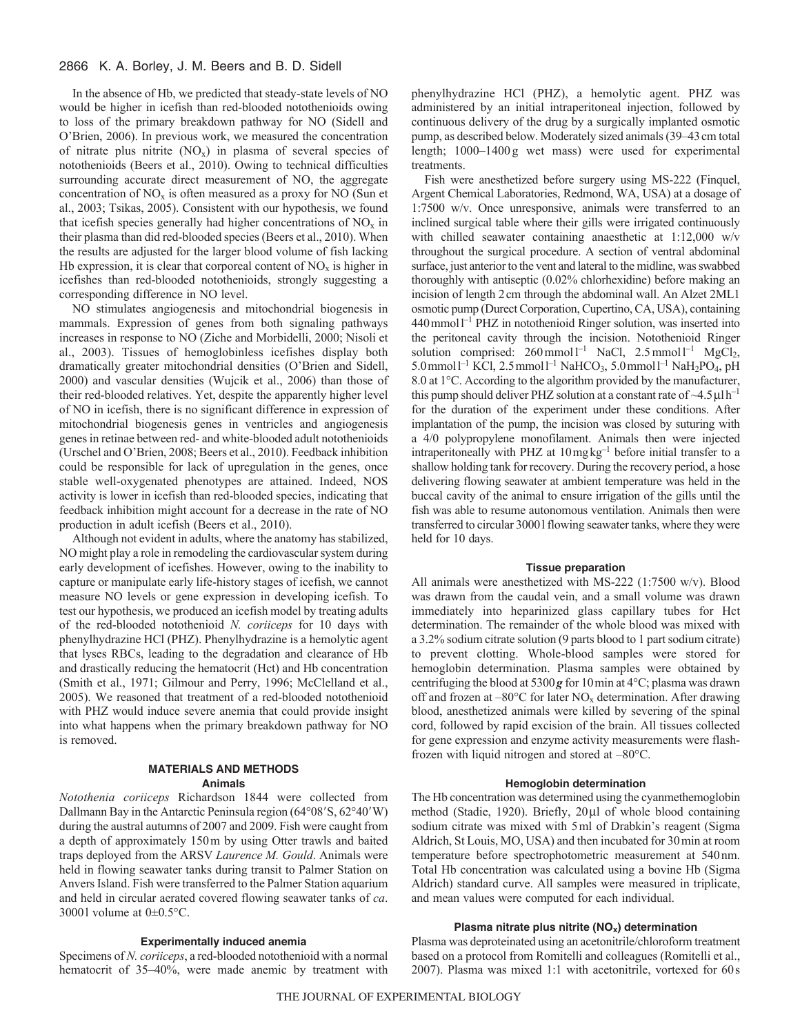In the absence of Hb, we predicted that steady-state levels of NO would be higher in icefish than red-blooded notothenioids owing to loss of the primary breakdown pathway for NO (Sidell and O'Brien, 2006). In previous work, we measured the concentration of nitrate plus nitrite ($NO_x$) in plasma of several species of notothenioids (Beers et al., 2010). Owing to technical difficulties surrounding accurate direct measurement of NO, the aggregate concentration of $NO_x$ is often measured as a proxy for NO (Sun et al., 2003; Tsikas, 2005). Consistent with our hypothesis, we found that icefish species generally had higher concentrations of $NO_x$ in their plasma than did red-blooded species (Beers et al., 2010). When the results are adjusted for the larger blood volume of fish lacking Hb expression, it is clear that corporeal content of $NO_x$ is higher in icefishes than red-blooded notothenioids, strongly suggesting a corresponding difference in NO level.

NO stimulates angiogenesis and mitochondrial biogenesis in mammals. Expression of genes from both signaling pathways increases in response to NO (Ziche and Morbidelli, 2000; Nisoli et al., 2003). Tissues of hemoglobinless icefishes display both dramatically greater mitochondrial densities (O'Brien and Sidell, 2000) and vascular densities (Wujcik et al., 2006) than those of their red-blooded relatives. Yet, despite the apparently higher level of NO in icefish, there is no significant difference in expression of mitochondrial biogenesis genes in ventricles and angiogenesis genes in retinae between red- and white-blooded adult notothenioids (Urschel and O'Brien, 2008; Beers et al., 2010). Feedback inhibition could be responsible for lack of upregulation in the genes, once stable well-oxygenated phenotypes are attained. Indeed, NOS activity is lower in icefish than red-blooded species, indicating that feedback inhibition might account for a decrease in the rate of NO production in adult icefish (Beers et al., 2010).

Although not evident in adults, where the anatomy has stabilized, NO might play a role in remodeling the cardiovascular system during early development of icefishes. However, owing to the inability to capture or manipulate early life-history stages of icefish, we cannot measure NO levels or gene expression in developing icefish. To test our hypothesis, we produced an icefish model by treating adults of the red-blooded notothenioid *N. coriiceps* for 10 days with phenylhydrazine HCl (PHZ). Phenylhydrazine is a hemolytic agent that lyses RBCs, leading to the degradation and clearance of Hb and drastically reducing the hematocrit (Hct) and Hb concentration (Smith et al., 1971; Gilmour and Perry, 1996; McClelland et al., 2005). We reasoned that treatment of a red-blooded notothenioid with PHZ would induce severe anemia that could provide insight into what happens when the primary breakdown pathway for NO is removed.

## MATERIALS AND METHODS

### Animals

*Notothenia coriiceps* Richardson 1844 were collected from Dallmann Bay in the Antarctic Peninsula region (64°08′S, 62°40′W) during the austral autumns of 2007 and 2009. Fish were caught from a depth of approximately 150 m by using Otter trawls and baited traps deployed from the ARSV *Laurence M. Gould*. Animals were held in flowing seawater tanks during transit to Palmer Station on Anvers Island. Fish were transferred to the Palmer Station aquarium and held in circular aerated covered flowing seawater tanks of *ca*. 3000 l volume at 0±0.5°C.

### Experimentally induced anemia

Specimens of *N. coriiceps*, a red-blooded notothenioid with a normal hematocrit of 35–40%, were made anemic by treatment with phenylhydrazine HCl (PHZ), a hemolytic agent. PHZ was administered by an initial intraperitoneal injection, followed by continuous delivery of the drug by a surgically implanted osmotic pump, as described below. Moderately sized animals (39–43 cm total length; 1000–1400 g wet mass) were used for experimental treatments.

Fish were anesthetized before surgery using MS-222 (Finquel, Argent Chemical Laboratories, Redmond, WA, USA) at a dosage of 1:7500 w/v. Once unresponsive, animals were transferred to an inclined surgical table where their gills were irrigated continuously with chilled seawater containing anaesthetic at 1:12,000 w/v throughout the surgical procedure. A section of ventral abdominal surface, just anterior to the vent and lateral to the midline, was swabbed thoroughly with antiseptic (0.02% chlorhexidine) before making an incision of length 2 cm through the abdominal wall. An Alzet 2ML1 osmotic pump (Durect Corporation, Cupertino, CA, USA), containing 440 mmol $l^{-1}$ PHZ in notothenioid Ringer solution, was inserted into the peritoneal cavity through the incision. Notothenioid Ringer solution comprised: 260 mmol $l^{-1}$ NaCl, 2.5 mmol $l^{-1}$ $MgCl_2$, 5.0 mmol $l^{-1}$ KCl, 2.5 mmol $l^{-1}$ $NaHCO_3$, 5.0 mmol $l^{-1}$ $NaH_2PO_4$, pH 8.0 at 1°C. According to the algorithm provided by the manufacturer, this pump should deliver PHZ solution at a constant rate of ~4.5 μl $h^{-1}$ for the duration of the experiment under these conditions. After implantation of the pump, the incision was closed by suturing with a 4/0 polypropylene monofilament. Animals then were injected intraperitoneally with PHZ at 10 mg $kg^{-1}$ before initial transfer to a shallow holding tank for recovery. During the recovery period, a hose delivering flowing seawater at ambient temperature was held in the buccal cavity of the animal to ensure irrigation of the gills until the fish was able to resume autonomous ventilation. Animals then were transferred to circular 3000 l flowing seawater tanks, where they were held for 10 days.

### Tissue preparation

All animals were anesthetized with MS-222 (1:7500 w/v). Blood was drawn from the caudal vein, and a small volume was drawn immediately into heparinized glass capillary tubes for Hct determination. The remainder of the whole blood was mixed with a 3.2% sodium citrate solution (9 parts blood to 1 part sodium citrate) to prevent clotting. Whole-blood samples were stored for hemoglobin determination. Plasma samples were obtained by centrifuging the blood at 5300 ***g*** for 10 min at 4°C; plasma was drawn off and frozen at –80°C for later $NO_x$ determination. After drawing blood, anesthetized animals were killed by severing of the spinal cord, followed by rapid excision of the brain. All tissues collected for gene expression and enzyme activity measurements were flash-frozen with liquid nitrogen and stored at –80°C.

### Hemoglobin determination

The Hb concentration was determined using the cyanmethemoglobin method (Stadie, 1920). Briefly, 20 μl of whole blood containing sodium citrate was mixed with 5 ml of Drabkin's reagent (Sigma Aldrich, St Louis, MO, USA) and then incubated for 30 min at room temperature before spectrophotometric measurement at 540 nm. Total Hb concentration was calculated using a bovine Hb (Sigma Aldrich) standard curve. All samples were measured in triplicate, and mean values were computed for each individual.

### Plasma nitrate plus nitrite ($NO_x$) determination

Plasma was deproteinated using an acetonitrile/chloroform treatment based on a protocol from Romitelli and colleagues (Romitelli et al., 2007). Plasma was mixed 1:1 with acetonitrile, vortexed for 60 s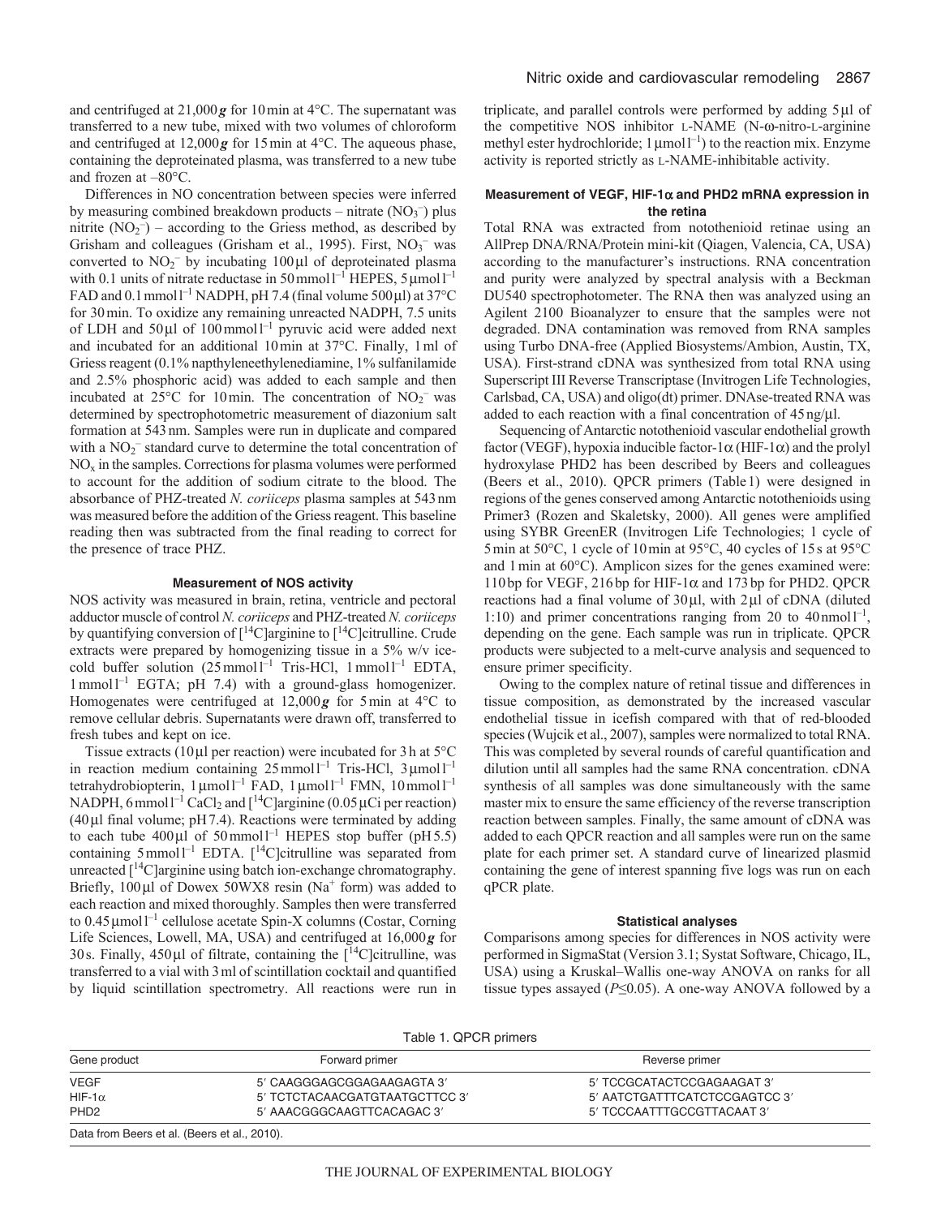and centrifuged at 21,000 ***g*** for 10 min at 4°C. The supernatant was transferred to a new tube, mixed with two volumes of chloroform and centrifuged at 12,000 ***g*** for 15 min at 4°C. The aqueous phase, containing the deproteinated plasma, was transferred to a new tube and frozen at –80°C.

Differences in NO concentration between species were inferred by measuring combined breakdown products – nitrate ($NO_3^-$) plus nitrite ($NO_2^-$) – according to the Griess method, as described by Grisham and colleagues (Grisham et al., 1995). First, $NO_3^-$ was converted to $NO_2^-$ by incubating 100 µl of deproteinated plasma with 0.1 units of nitrate reductase in 50 mmol $l^{-1}$ HEPES, 5 µmol $l^{-1}$ FAD and 0.1 mmol $l^{-1}$ NADPH, pH 7.4 (final volume 500 µl) at 37°C for 30 min. To oxidize any remaining unreacted NADPH, 7.5 units of LDH and 50 µl of 100 mmol $l^{-1}$ pyruvic acid were added next and incubated for an additional 10 min at 37°C. Finally, 1 ml of Griess reagent (0.1% napthyleneethylenediamine, 1% sulfanilamide and 2.5% phosphoric acid) was added to each sample and then incubated at 25°C for 10 min. The concentration of $NO_2^-$ was determined by spectrophotometric measurement of diazonium salt formation at 543 nm. Samples were run in duplicate and compared with a $NO_2^-$ standard curve to determine the total concentration of $NO_x$ in the samples. Corrections for plasma volumes were performed to account for the addition of sodium citrate to the blood. The absorbance of PHZ-treated *N. coriiceps* plasma samples at 543 nm was measured before the addition of the Griess reagent. This baseline reading then was subtracted from the final reading to correct for the presence of trace PHZ.

### Measurement of NOS activity

NOS activity was measured in brain, retina, ventricle and pectoral adductor muscle of control *N. coriiceps* and PHZ-treated *N. coriiceps* by quantifying conversion of [$^{14}$C]arginine to [$^{14}$C]citrulline. Crude extracts were prepared by homogenizing tissue in a 5% w/v ice-cold buffer solution (25 mmol $l^{-1}$ Tris-HCl, 1 mmol $l^{-1}$ EDTA, 1 mmol $l^{-1}$ EGTA; pH 7.4) with a ground-glass homogenizer. Homogenates were centrifuged at 12,000 ***g*** for 5 min at 4°C to remove cellular debris. Supernatants were drawn off, transferred to fresh tubes and kept on ice.

Tissue extracts (10 µl per reaction) were incubated for 3 h at 5°C in reaction medium containing 25 mmol $l^{-1}$ Tris-HCl, 3 µmol $l^{-1}$ tetrahydrobiopterin, 1 µmol $l^{-1}$ FAD, 1 µmol $l^{-1}$ FMN, 10 mmol $l^{-1}$ NADPH, 6 mmol $l^{-1}$ $CaCl_2$ and [$^{14}$C]arginine (0.05 µCi per reaction) (40 µl final volume; pH 7.4). Reactions were terminated by adding to each tube 400 µl of 50 mmol $l^{-1}$ HEPES stop buffer (pH 5.5) containing 5 mmol $l^{-1}$ EDTA. [$^{14}$C]citrulline was separated from unreacted [$^{14}$C]arginine using batch ion-exchange chromatography. Briefly, 100 µl of Dowex 50WX8 resin ($Na^+$ form) was added to each reaction and mixed thoroughly. Samples then were transferred to 0.45 µmol $l^{-1}$ cellulose acetate Spin-X columns (Costar, Corning Life Sciences, Lowell, MA, USA) and centrifuged at 16,000 ***g*** for 30 s. Finally, 450 µl of filtrate, containing the [$^{14}$C]citrulline, was transferred to a vial with 3 ml of scintillation cocktail and quantified by liquid scintillation spectrometry. All reactions were run in triplicate, and parallel controls were performed by adding 5 µl of the competitive NOS inhibitor L-NAME (N-ω-nitro-L-arginine methyl ester hydrochloride; 1 µmol $l^{-1}$) to the reaction mix. Enzyme activity is reported strictly as L-NAME-inhibitable activity.

### Measurement of VEGF, HIF-1α and PHD2 mRNA expression in the retina

Total RNA was extracted from notothenioid retinae using an AllPrep DNA/RNA/Protein mini-kit (Qiagen, Valencia, CA, USA) according to the manufacturer's instructions. RNA concentration and purity were analyzed by spectral analysis with a Beckman DU540 spectrophotometer. The RNA then was analyzed using an Agilent 2100 Bioanalyzer to ensure that the samples were not degraded. DNA contamination was removed from RNA samples using Turbo DNA-free (Applied Biosystems/Ambion, Austin, TX, USA). First-strand cDNA was synthesized from total RNA using Superscript III Reverse Transcriptase (Invitrogen Life Technologies, Carlsbad, CA, USA) and oligo(dt) primer. DNAse-treated RNA was added to each reaction with a final concentration of 45 ng/µl.

Sequencing of Antarctic notothenioid vascular endothelial growth factor (VEGF), hypoxia inducible factor-1α (HIF-1α) and the prolyl hydroxylase PHD2 has been described by Beers and colleagues (Beers et al., 2010). QPCR primers (Table 1) were designed in regions of the genes conserved among Antarctic notothenioids using Primer3 (Rozen and Skaletsky, 2000). All genes were amplified using SYBR GreenER (Invitrogen Life Technologies; 1 cycle of 5 min at 50°C, 1 cycle of 10 min at 95°C, 40 cycles of 15 s at 95°C and 1 min at 60°C). Amplicon sizes for the genes examined were: 110 bp for VEGF, 216 bp for HIF-1α and 173 bp for PHD2. QPCR reactions had a final volume of 30 µl, with 2 µl of cDNA (diluted 1:10) and primer concentrations ranging from 20 to 40 nmol $l^{-1}$, depending on the gene. Each sample was run in triplicate. QPCR products were subjected to a melt-curve analysis and sequenced to ensure primer specificity.

Owing to the complex nature of retinal tissue and differences in tissue composition, as demonstrated by the increased vascular endothelial tissue in icefish compared with that of red-blooded species (Wujcik et al., 2007), samples were normalized to total RNA. This was completed by several rounds of careful quantification and dilution until all samples had the same RNA concentration. cDNA synthesis of all samples was done simultaneously with the same master mix to ensure the same efficiency of the reverse transcription reaction between samples. Finally, the same amount of cDNA was added to each QPCR reaction and all samples were run on the same plate for each primer set. A standard curve of linearized plasmid containing the gene of interest spanning five logs was run on each qPCR plate.

### Statistical analyses

Comparisons among species for differences in NOS activity were performed in SigmaStat (Version 3.1; Systat Software, Chicago, IL, USA) using a Kruskal–Wallis one-way ANOVA on ranks for all tissue types assayed ($P \leq 0.05$). A one-way ANOVA followed by a

Table 1. QPCR primers

| Gene product | Forward primer | Reverse primer |
|---|---|---|
| VEGF | 5′ CAAGGGAGCGGAGAAGAGTA 3′ | 5′ TCCGCATACTCCGAGAAGAT 3′ |
| HIF-1α | 5′ TCTCTACAACGATGTAATGCTTCC 3′ | 5′ AATCTGATTTCATCTCCGAGTCC 3′ |
| PHD2 | 5′ AAACGGGCAAGTTCACAGAC 3′ | 5′ TCCCAATTTGCCGTTACAAT 3′ |

Data from Beers et al. (Beers et al., 2010).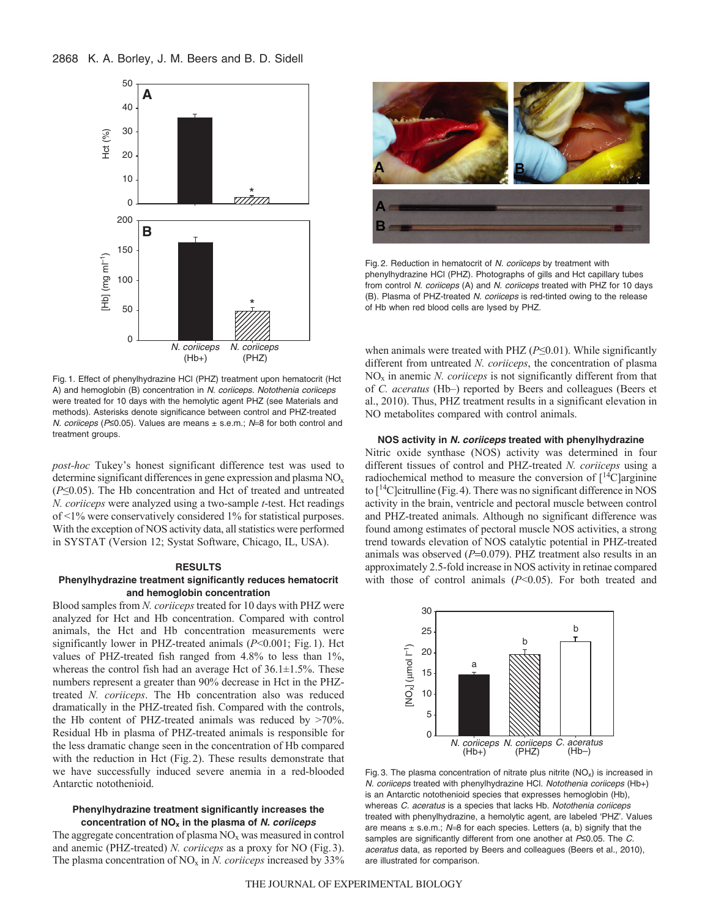Fig. 1. Effect of phenylhydrazine HCl (PHZ) treatment upon hematocrit (Hct A) and hemoglobin (B) concentration in *N. coriiceps*. *Notothenia coriiceps* were treated for 10 days with the hemolytic agent PHZ (see Materials and methods). Asterisks denote significance between control and PHZ-treated *N. coriiceps* ($P \leq 0.05$). Values are means ± s.e.m.; $N$=8 for both control and treatment groups.

*post-hoc* Tukey's honest significant difference test was used to determine significant differences in gene expression and plasma $NO_x$ ($P \leq 0.05$). The Hb concentration and Hct of treated and untreated *N. coriiceps* were analyzed using a two-sample *t*-test. Hct readings of <1% were conservatively considered 1% for statistical purposes. With the exception of NOS activity data, all statistics were performed in SYSTAT (Version 12; Systat Software, Chicago, IL, USA).

## RESULTS

### Phenylhydrazine treatment significantly reduces hematocrit and hemoglobin concentration

Blood samples from *N. coriiceps* treated for 10 days with PHZ were analyzed for Hct and Hb concentration. Compared with control animals, the Hct and Hb concentration measurements were significantly lower in PHZ-treated animals ($P<0.001$; Fig. 1). Hct values of PHZ-treated fish ranged from 4.8% to less than 1%, whereas the control fish had an average Hct of 36.1±1.5%. These numbers represent a greater than 90% decrease in Hct in the PHZ-treated *N. coriiceps*. The Hb concentration also was reduced dramatically in the PHZ-treated fish. Compared with the controls, the Hb content of PHZ-treated animals was reduced by >70%. Residual Hb in plasma of PHZ-treated animals is responsible for the less dramatic change seen in the concentration of Hb compared with the reduction in Hct (Fig. 2). These results demonstrate that we have successfully induced severe anemia in a red-blooded Antarctic notothenioid.

### Phenylhydrazine treatment significantly increases the concentration of $NO_x$ in the plasma of *N. coriiceps*

The aggregate concentration of plasma $NO_x$ was measured in control and anemic (PHZ-treated) *N. coriiceps* as a proxy for NO (Fig. 3). The plasma concentration of $NO_x$ in *N. coriiceps* increased by 33% when animals were treated with PHZ ($P \leq 0.01$). While significantly different from untreated *N. coriiceps*, the concentration of plasma $NO_x$ in anemic *N. coriiceps* is not significantly different from that of *C. aceratus* (Hb–) reported by Beers and colleagues (Beers et al., 2010). Thus, PHZ treatment results in a significant elevation in NO metabolites compared with control animals.

Fig. 2. Reduction in hematocrit of *N. coriiceps* by treatment with phenylhydrazine HCl (PHZ). Photographs of gills and Hct capillary tubes from control *N. coriiceps* (A) and *N. coriiceps* treated with PHZ for 10 days (B). Plasma of PHZ-treated *N. coriiceps* is red-tinted owing to the release of Hb when red blood cells are lysed by PHZ.

### NOS activity in *N. coriiceps* treated with phenylhydrazine

Nitric oxide synthase (NOS) activity was determined in four different tissues of control and PHZ-treated *N. coriiceps* using a radiochemical method to measure the conversion of [$^{14}$C]arginine to [$^{14}$C]citrulline (Fig. 4). There was no significant difference in NOS activity in the brain, ventricle and pectoral muscle between control and PHZ-treated animals. Although no significant difference was found among estimates of pectoral muscle NOS activities, a strong trend towards elevation of NOS catalytic potential in PHZ-treated animals was observed ($P=0.079$). PHZ treatment also results in an approximately 2.5-fold increase in NOS activity in retinae compared with those of control animals ($P<0.05$). For both treated and

Fig. 3. The plasma concentration of nitrate plus nitrite ($NO_x$) is increased in *N. coriiceps* treated with phenylhydrazine HCl. *Notothenia coriiceps* (Hb+) is an Antarctic notothenioid species that expresses hemoglobin (Hb), whereas *C. aceratus* is a species that lacks Hb. *Notothenia coriiceps* treated with phenylhydrazine, a hemolytic agent, are labeled 'PHZ'. Values are means ± s.e.m.; $N$=8 for each species. Letters (a, b) signify that the samples are significantly different from one another at $P \leq 0.05$. The *C. aceratus* data, as reported by Beers and colleagues (Beers et al., 2010), are illustrated for comparison.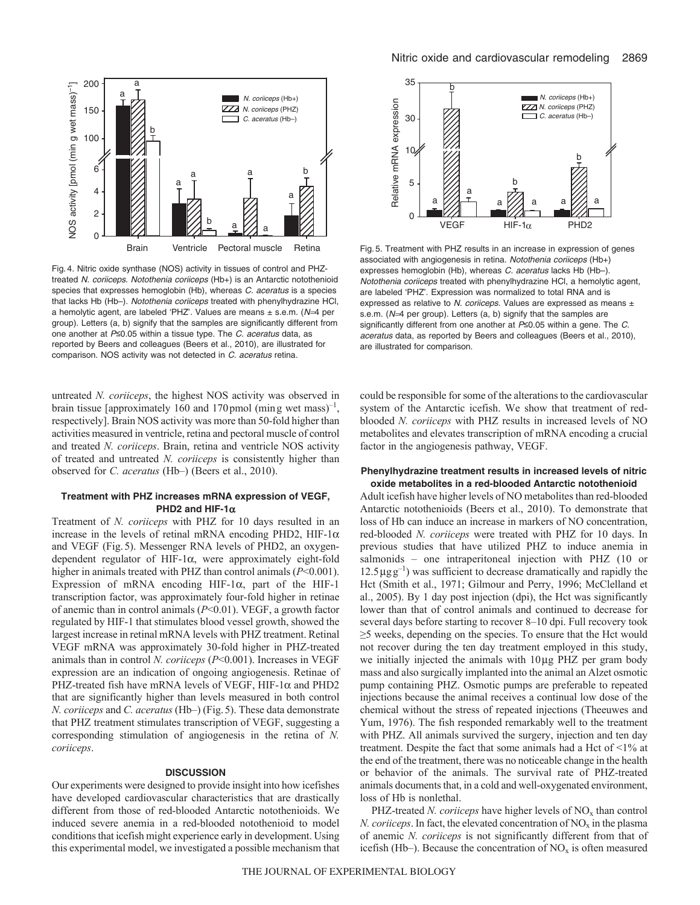Fig. 4. Nitric oxide synthase (NOS) activity in tissues of control and PHZ-treated *N. coriiceps*. *Notothenia coriiceps* (Hb+) is an Antarctic notothenioid species that expresses hemoglobin (Hb), whereas *C. aceratus* is a species that lacks Hb (Hb–). *Notothenia coriiceps* treated with phenylhydrazine HCl, a hemolytic agent, are labeled 'PHZ'. Values are means ± s.e.m. ($N$=4 per group). Letters (a, b) signify that the samples are significantly different from one another at $P$≤0.05 within a tissue type. The *C. aceratus* data, as reported by Beers and colleagues (Beers et al., 2010), are illustrated for comparison. NOS activity was not detected in *C. aceratus* retina.

Fig. 5. Treatment with PHZ results in an increase in expression of genes associated with angiogenesis in retina. *Notothenia coriiceps* (Hb+) expresses hemoglobin (Hb), whereas *C. aceratus* lacks Hb (Hb–). *Notothenia coriiceps* treated with phenylhydrazine HCl, a hemolytic agent, are labeled 'PHZ'. Expression was normalized to total RNA and is expressed as relative to *N. coriiceps*. Values are expressed as means ± s.e.m. ($N$=4 per group). Letters (a, b) signify that the samples are significantly different from one another at $P$≤0.05 within a gene. The *C. aceratus* data, as reported by Beers and colleagues (Beers et al., 2010), are illustrated for comparison.

untreated *N. coriiceps*, the highest NOS activity was observed in brain tissue [approximately 160 and 170 pmol (min g wet mass)$^{-1}$, respectively]. Brain NOS activity was more than 50-fold higher than activities measured in ventricle, retina and pectoral muscle of control and treated *N. coriiceps*. Brain, retina and ventricle NOS activity of treated and untreated *N. coriiceps* is consistently higher than observed for *C. aceratus* (Hb–) (Beers et al., 2010).

### Treatment with PHZ increases mRNA expression of VEGF, PHD2 and HIF-1α

Treatment of *N. coriiceps* with PHZ for 10 days resulted in an increase in the levels of retinal mRNA encoding PHD2, HIF-1α and VEGF (Fig. 5). Messenger RNA levels of PHD2, an oxygen-dependent regulator of HIF-1α, were approximately eight-fold higher in animals treated with PHZ than control animals ($P$<0.001). Expression of mRNA encoding HIF-1α, part of the HIF-1 transcription factor, was approximately four-fold higher in retinae of anemic than in control animals ($P$<0.01). VEGF, a growth factor regulated by HIF-1 that stimulates blood vessel growth, showed the largest increase in retinal mRNA levels with PHZ treatment. Retinal VEGF mRNA was approximately 30-fold higher in PHZ-treated animals than in control *N. coriiceps* ($P$<0.001). Increases in VEGF expression are an indication of ongoing angiogenesis. Retinae of PHZ-treated fish have mRNA levels of VEGF, HIF-1α and PHD2 that are significantly higher than levels measured in both control *N. coriiceps* and *C. aceratus* (Hb–) (Fig. 5). These data demonstrate that PHZ treatment stimulates transcription of VEGF, suggesting a corresponding stimulation of angiogenesis in the retina of *N. coriiceps*.

## DISCUSSION

Our experiments were designed to provide insight into how icefishes have developed cardiovascular characteristics that are drastically different from those of red-blooded Antarctic notothenioids. We induced severe anemia in a red-blooded notothenioid to model conditions that icefish might experience early in development. Using this experimental model, we investigated a possible mechanism that could be responsible for some of the alterations to the cardiovascular system of the Antarctic icefish. We show that treatment of red-blooded *N. coriiceps* with PHZ results in increased levels of NO metabolites and elevates transcription of mRNA encoding a crucial factor in the angiogenesis pathway, VEGF.

### Phenylhydrazine treatment results in increased levels of nitric oxide metabolites in a red-blooded Antarctic notothenioid

Adult icefish have higher levels of NO metabolites than red-blooded Antarctic notothenioids (Beers et al., 2010). To demonstrate that loss of Hb can induce an increase in markers of NO concentration, red-blooded *N. coriiceps* were treated with PHZ for 10 days. In previous studies that have utilized PHZ to induce anemia in salmonids – one intraperitoneal injection with PHZ (10 or 12.5 μg g$^{-1}$) was sufficient to decrease dramatically and rapidly the Hct (Smith et al., 1971; Gilmour and Perry, 1996; McClelland et al., 2005). By 1 day post injection (dpi), the Hct was significantly lower than that of control animals and continued to decrease for several days before starting to recover 8–10 dpi. Full recovery took ≥5 weeks, depending on the species. To ensure that the Hct would not recover during the ten day treatment employed in this study, we initially injected the animals with 10 μg PHZ per gram body mass and also surgically implanted into the animal an Alzet osmotic pump containing PHZ. Osmotic pumps are preferable to repeated injections because the animal receives a continual low dose of the chemical without the stress of repeated injections (Theeuwes and Yum, 1976). The fish responded remarkably well to the treatment with PHZ. All animals survived the surgery, injection and ten day treatment. Despite the fact that some animals had a Hct of <1% at the end of the treatment, there was no noticeable change in the health or behavior of the animals. The survival rate of PHZ-treated animals documents that, in a cold and well-oxygenated environment, loss of Hb is nonlethal.

PHZ-treated *N. coriiceps* have higher levels of $NO_x$ than control *N. coriiceps*. In fact, the elevated concentration of $NO_x$ in the plasma of anemic *N. coriiceps* is not significantly different from that of icefish (Hb–). Because the concentration of $NO_x$ is often measured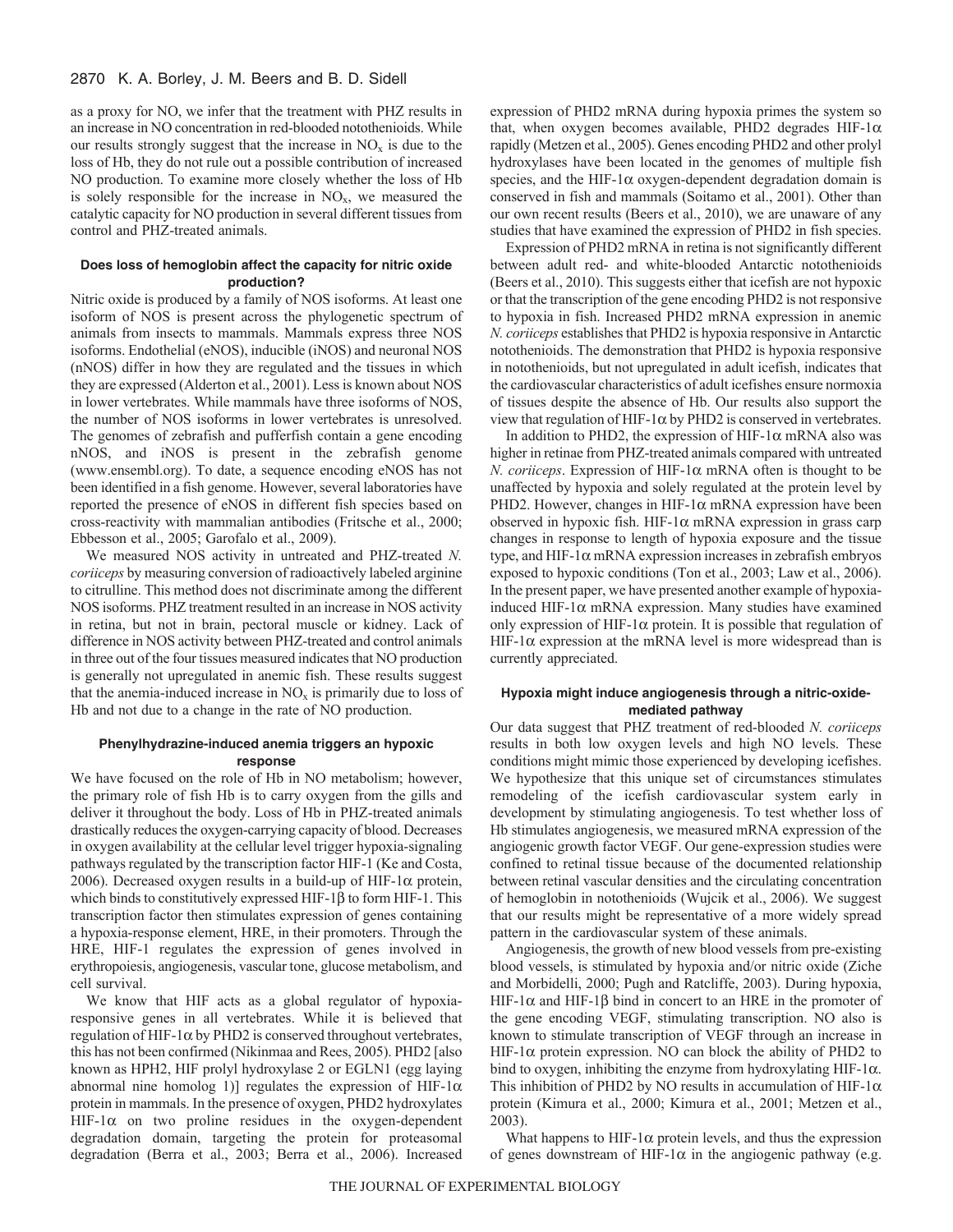as a proxy for NO, we infer that the treatment with PHZ results in an increase in NO concentration in red-blooded notothenioids. While our results strongly suggest that the increase in $NO_x$ is due to the loss of Hb, they do not rule out a possible contribution of increased NO production. To examine more closely whether the loss of Hb is solely responsible for the increase in $NO_x$, we measured the catalytic capacity for NO production in several different tissues from control and PHZ-treated animals.

### Does loss of hemoglobin affect the capacity for nitric oxide production?

Nitric oxide is produced by a family of NOS isoforms. At least one isoform of NOS is present across the phylogenetic spectrum of animals from insects to mammals. Mammals express three NOS isoforms. Endothelial (eNOS), inducible (iNOS) and neuronal NOS (nNOS) differ in how they are regulated and the tissues in which they are expressed (Alderton et al., 2001). Less is known about NOS in lower vertebrates. While mammals have three isoforms of NOS, the number of NOS isoforms in lower vertebrates is unresolved. The genomes of zebrafish and pufferfish contain a gene encoding nNOS, and iNOS is present in the zebrafish genome (www.ensembl.org). To date, a sequence encoding eNOS has not been identified in a fish genome. However, several laboratories have reported the presence of eNOS in different fish species based on cross-reactivity with mammalian antibodies (Fritsche et al., 2000; Ebbesson et al., 2005; Garofalo et al., 2009).

We measured NOS activity in untreated and PHZ-treated *N. coriiceps* by measuring conversion of radioactively labeled arginine to citrulline. This method does not discriminate among the different NOS isoforms. PHZ treatment resulted in an increase in NOS activity in retina, but not in brain, pectoral muscle or kidney. Lack of difference in NOS activity between PHZ-treated and control animals in three out of the four tissues measured indicates that NO production is generally not upregulated in anemic fish. These results suggest that the anemia-induced increase in $NO_x$ is primarily due to loss of Hb and not due to a change in the rate of NO production.

### Phenylhydrazine-induced anemia triggers an hypoxic response

We have focused on the role of Hb in NO metabolism; however, the primary role of fish Hb is to carry oxygen from the gills and deliver it throughout the body. Loss of Hb in PHZ-treated animals drastically reduces the oxygen-carrying capacity of blood. Decreases in oxygen availability at the cellular level trigger hypoxia-signaling pathways regulated by the transcription factor HIF-1 (Ke and Costa, 2006). Decreased oxygen results in a build-up of HIF-1$\alpha$ protein, which binds to constitutively expressed HIF-1$\beta$ to form HIF-1. This transcription factor then stimulates expression of genes containing a hypoxia-response element, HRE, in their promoters. Through the HRE, HIF-1 regulates the expression of genes involved in erythropoiesis, angiogenesis, vascular tone, glucose metabolism, and cell survival.

We know that HIF acts as a global regulator of hypoxia-responsive genes in all vertebrates. While it is believed that regulation of HIF-1$\alpha$ by PHD2 is conserved throughout vertebrates, this has not been confirmed (Nikinmaa and Rees, 2005). PHD2 [also known as HPH2, HIF prolyl hydroxylase 2 or EGLN1 (egg laying abnormal nine homolog 1)] regulates the expression of HIF-1$\alpha$ protein in mammals. In the presence of oxygen, PHD2 hydroxylates HIF-1$\alpha$ on two proline residues in the oxygen-dependent degradation domain, targeting the protein for proteasomal degradation (Berra et al., 2003; Berra et al., 2006). Increased expression of PHD2 mRNA during hypoxia primes the system so that, when oxygen becomes available, PHD2 degrades HIF-1$\alpha$ rapidly (Metzen et al., 2005). Genes encoding PHD2 and other prolyl hydroxylases have been located in the genomes of multiple fish species, and the HIF-1$\alpha$ oxygen-dependent degradation domain is conserved in fish and mammals (Soitamo et al., 2001). Other than our own recent results (Beers et al., 2010), we are unaware of any studies that have examined the expression of PHD2 in fish species.

Expression of PHD2 mRNA in retina is not significantly different between adult red- and white-blooded Antarctic notothenioids (Beers et al., 2010). This suggests either that icefish are not hypoxic or that the transcription of the gene encoding PHD2 is not responsive to hypoxia in fish. Increased PHD2 mRNA expression in anemic *N. coriiceps* establishes that PHD2 is hypoxia responsive in Antarctic notothenioids. The demonstration that PHD2 is hypoxia responsive in notothenioids, but not upregulated in adult icefish, indicates that the cardiovascular characteristics of adult icefishes ensure normoxia of tissues despite the absence of Hb. Our results also support the view that regulation of HIF-1$\alpha$ by PHD2 is conserved in vertebrates.

In addition to PHD2, the expression of HIF-1$\alpha$ mRNA also was higher in retinae from PHZ-treated animals compared with untreated *N. coriiceps*. Expression of HIF-1$\alpha$ mRNA often is thought to be unaffected by hypoxia and solely regulated at the protein level by PHD2. However, changes in HIF-1$\alpha$ mRNA expression have been observed in hypoxic fish. HIF-1$\alpha$ mRNA expression in grass carp changes in response to length of hypoxia exposure and the tissue type, and HIF-1$\alpha$ mRNA expression increases in zebrafish embryos exposed to hypoxic conditions (Ton et al., 2003; Law et al., 2006). In the present paper, we have presented another example of hypoxia-induced HIF-1$\alpha$ mRNA expression. Many studies have examined only expression of HIF-1$\alpha$ protein. It is possible that regulation of HIF-1$\alpha$ expression at the mRNA level is more widespread than is currently appreciated.

### Hypoxia might induce angiogenesis through a nitric-oxide-mediated pathway

Our data suggest that PHZ treatment of red-blooded *N. coriiceps* results in both low oxygen levels and high NO levels. These conditions might mimic those experienced by developing icefishes. We hypothesize that this unique set of circumstances stimulates remodeling of the icefish cardiovascular system early in development by stimulating angiogenesis. To test whether loss of Hb stimulates angiogenesis, we measured mRNA expression of the angiogenic growth factor VEGF. Our gene-expression studies were confined to retinal tissue because of the documented relationship between retinal vascular densities and the circulating concentration of hemoglobin in notothenioids (Wujcik et al., 2006). We suggest that our results might be representative of a more widely spread pattern in the cardiovascular system of these animals.

Angiogenesis, the growth of new blood vessels from pre-existing blood vessels, is stimulated by hypoxia and/or nitric oxide (Ziche and Morbidelli, 2000; Pugh and Ratcliffe, 2003). During hypoxia, HIF-1$\alpha$ and HIF-1$\beta$ bind in concert to an HRE in the promoter of the gene encoding VEGF, stimulating transcription. NO also is known to stimulate transcription of VEGF through an increase in HIF-1$\alpha$ protein expression. NO can block the ability of PHD2 to bind to oxygen, inhibiting the enzyme from hydroxylating HIF-1$\alpha$. This inhibition of PHD2 by NO results in accumulation of HIF-1$\alpha$ protein (Kimura et al., 2000; Kimura et al., 2001; Metzen et al., 2003).

What happens to HIF-1$\alpha$ protein levels, and thus the expression of genes downstream of HIF-1$\alpha$ in the angiogenic pathway (e.g.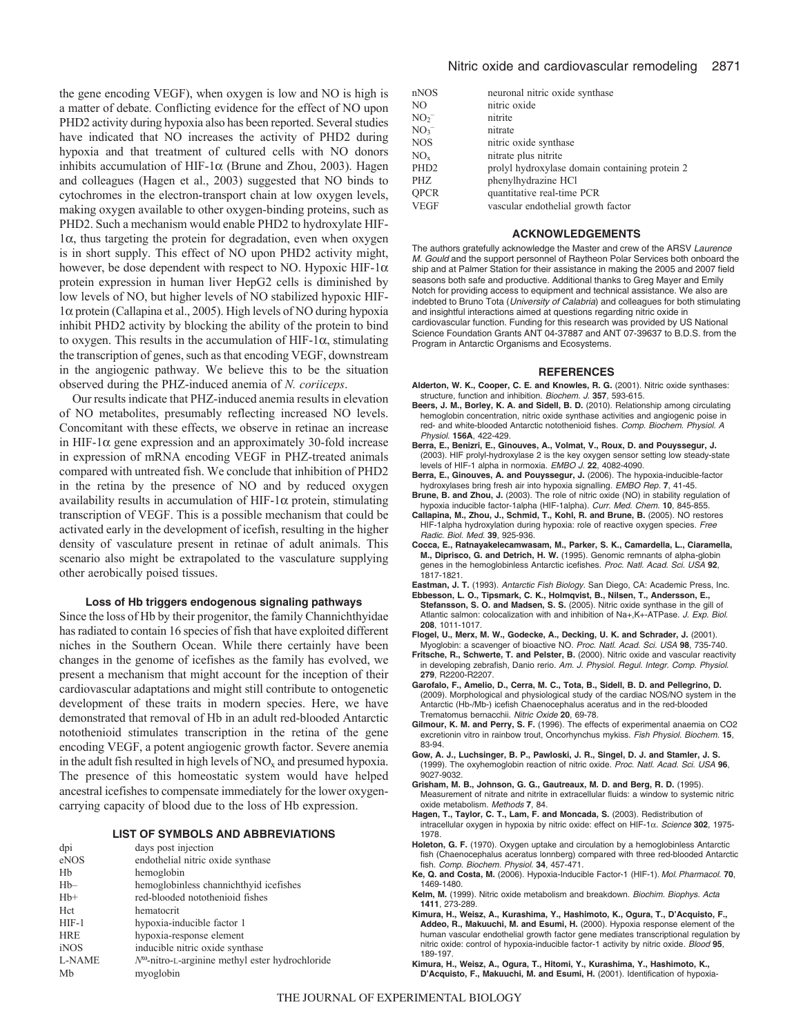the gene encoding VEGF), when oxygen is low and NO is high is a matter of debate. Conflicting evidence for the effect of NO upon PHD2 activity during hypoxia also has been reported. Several studies have indicated that NO increases the activity of PHD2 during hypoxia and that treatment of cultured cells with NO donors inhibits accumulation of HIF-1α (Brune and Zhou, 2003). Hagen and colleagues (Hagen et al., 2003) suggested that NO binds to cytochromes in the electron-transport chain at low oxygen levels, making oxygen available to other oxygen-binding proteins, such as PHD2. Such a mechanism would enable PHD2 to hydroxylate HIF-1α, thus targeting the protein for degradation, even when oxygen is in short supply. This effect of NO upon PHD2 activity might, however, be dose dependent with respect to NO. Hypoxic HIF-1α protein expression in human liver HepG2 cells is diminished by low levels of NO, but higher levels of NO stabilized hypoxic HIF-1α protein (Callapina et al., 2005). High levels of NO during hypoxia inhibit PHD2 activity by blocking the ability of the protein to bind to oxygen. This results in the accumulation of HIF-1α, stimulating the transcription of genes, such as that encoding VEGF, downstream in the angiogenic pathway. We believe this to be the situation observed during the PHZ-induced anemia of *N. coriiceps*.

Our results indicate that PHZ-induced anemia results in elevation of NO metabolites, presumably reflecting increased NO levels. Concomitant with these effects, we observe in retinae an increase in HIF-1α gene expression and an approximately 30-fold increase in expression of mRNA encoding VEGF in PHZ-treated animals compared with untreated fish. We conclude that inhibition of PHD2 in the retina by the presence of NO and by reduced oxygen availability results in accumulation of HIF-1α protein, stimulating transcription of VEGF. This is a possible mechanism that could be activated early in the development of icefish, resulting in the higher density of vasculature present in retinae of adult animals. This scenario also might be extrapolated to the vasculature supplying other aerobically poised tissues.

### Loss of Hb triggers endogenous signaling pathways

Since the loss of Hb by their progenitor, the family Channichthyidae has radiated to contain 16 species of fish that have exploited different niches in the Southern Ocean. While there certainly have been changes in the genome of icefishes as the family has evolved, we present a mechanism that might account for the inception of their cardiovascular adaptations and might still contribute to ontogenetic development of these traits in modern species. Here, we have demonstrated that removal of Hb in an adult red-blooded Antarctic notothenioid stimulates transcription in the retina of the gene encoding VEGF, a potent angiogenic growth factor. Severe anemia in the adult fish resulted in high levels of $NO_x$ and presumed hypoxia. The presence of this homeostatic system would have helped ancestral icefishes to compensate immediately for the lower oxygen-carrying capacity of blood due to the loss of Hb expression.

### LIST OF SYMBOLS AND ABBREVIATIONS

| | |
|---|---|
| dpi | days post injection |
| eNOS | endothelial nitric oxide synthase |
| Hb | hemoglobin |
| Hb– | hemoglobinless channichthyid icefishes |
| Hb+ | red-blooded notothenioid fishes |
| Hct | hematocrit |
| HIF-1 | hypoxia-inducible factor 1 |
| HRE | hypoxia-response element |
| iNOS | inducible nitric oxide synthase |
| L-NAME | $N^{\omega}$-nitro-L-arginine methyl ester hydrochloride |
| Mb | myoglobin |
| nNOS | neuronal nitric oxide synthase |
| NO | nitric oxide |
| $NO_2^-$ | nitrite |
| $NO_3^-$ | nitrate |
| NOS | nitric oxide synthase |
| $NO_x$ | nitrate plus nitrite |
| PHD2 | prolyl hydroxylase domain containing protein 2 |
| PHZ | phenylhydrazine HCl |
| QPCR | quantitative real-time PCR |
| VEGF | vascular endothelial growth factor |

### ACKNOWLEDGEMENTS

The authors gratefully acknowledge the Master and crew of the ARSV *Laurence M. Gould* and the support personnel of Raytheon Polar Services both onboard the ship and at Palmer Station for their assistance in making the 2005 and 2007 field seasons both safe and productive. Additional thanks to Greg Mayer and Emily Notch for providing access to equipment and technical assistance. We also are indebted to Bruno Tota (*University of Calabria*) and colleagues for both stimulating and insightful interactions aimed at questions regarding nitric oxide in cardiovascular function. Funding for this research was provided by US National Science Foundation Grants ANT 04-37887 and ANT 07-39637 to B.D.S. from the Program in Antarctic Organisms and Ecosystems.

### REFERENCES

**Alderton, W. K., Cooper, C. E. and Knowles, R. G.** (2001). Nitric oxide synthases: structure, function and inhibition. *Biochem. J.* **357**, 593-615.

**Beers, J. M., Borley, K. A. and Sidell, B. D.** (2010). Relationship among circulating hemoglobin concentration, nitric oxide synthase activities and angiogenic poise in red- and white-blooded Antarctic notothenioid fishes. *Comp. Biochem. Physiol. A Physiol.* **156A**, 422-429.

**Berra, E., Benizri, E., Ginouves, A., Volmat, V., Roux, D. and Pouyssegur, J.** (2003). HIF prolyl-hydroxylase 2 is the key oxygen sensor setting low steady-state levels of HIF-1 alpha in normoxia. *EMBO J.* **22**, 4082-4090.

**Berra, E., Ginouves, A. and Pouyssegur, J.** (2006). The hypoxia-inducible-factor hydroxylases bring fresh air into hypoxia signalling. *EMBO Rep.* **7**, 41-45.

**Brune, B. and Zhou, J.** (2003). The role of nitric oxide (NO) in stability regulation of hypoxia inducible factor-1alpha (HIF-1alpha). *Curr. Med. Chem.* **10**, 845-855.

**Callapina, M., Zhou, J., Schmid, T., Kohl, R. and Brune, B.** (2005). NO restores HIF-1alpha hydroxylation during hypoxia: role of reactive oxygen species. *Free Radic. Biol. Med.* **39**, 925-936.

**Cocca, E., Ratnayakelecamwasam, M., Parker, S. K., Camardella, L., Ciaramella, M., Diprisco, G. and Detrich, H. W.** (1995). Genomic remnants of alpha-globin genes in the hemoglobinless Antarctic icefishes. *Proc. Natl. Acad. Sci. USA* **92**, 1817-1821.

**Eastman, J. T.** (1993). *Antarctic Fish Biology*. San Diego, CA: Academic Press, Inc.

**Ebbesson, L. O., Tipsmark, C. K., Holmqvist, B., Nilsen, T., Andersson, E., Stefansson, S. O. and Madsen, S. S.** (2005). Nitric oxide synthase in the gill of Atlantic salmon: colocalization with and inhibition of Na+,K+-ATPase. *J. Exp. Biol.* **208**, 1011-1017.

**Flogel, U., Merx, M. W., Godecke, A., Decking, U. K. and Schrader, J.** (2001). Myoglobin: a scavenger of bioactive NO. *Proc. Natl. Acad. Sci. USA* **98**, 735-740.

**Fritsche, R., Schwerte, T. and Pelster, B.** (2000). Nitric oxide and vascular reactivity in developing zebrafish, Danio rerio. *Am. J. Physiol. Regul. Integr. Comp. Physiol.* **279**, R2200-R2207.

**Garofalo, F., Amelio, D., Cerra, M. C., Tota, B., Sidell, B. D. and Pellegrino, D.** (2009). Morphological and physiological study of the cardiac NOS/NO system in the Antarctic (Hb-/Mb-) icefish Chaenocephalus aceratus and in the red-blooded Trematomus bernacchii. *Nitric Oxide* **20**, 69-78.

**Gilmour, K. M. and Perry, S. F.** (1996). The effects of experimental anaemia on CO2 excretionin vitro in rainbow trout, Oncorhynchus mykiss. *Fish Physiol. Biochem.* **15**, 83-94.

**Gow, A. J., Luchsinger, B. P., Pawloski, J. R., Singel, D. J. and Stamler, J. S.** (1999). The oxyhemoglobin reaction of nitric oxide. *Proc. Natl. Acad. Sci. USA* **96**, 9027-9032.

**Grisham, M. B., Johnson, G. G., Gautreaux, M. D. and Berg, R. D.** (1995). Measurement of nitrate and nitrite in extracellular fluids: a window to systemic nitric oxide metabolism. *Methods* **7**, 84.

**Hagen, T., Taylor, C. T., Lam, F. and Moncada, S.** (2003). Redistribution of intracellular oxygen in hypoxia by nitric oxide: effect on HIF-1α. *Science* **302**, 1975-1978.

**Holeton, G. F.** (1970). Oxygen uptake and circulation by a hemoglobinless Antarctic fish (Chaenocephalus aceratus lonnberg) compared with three red-blooded Antarctic fish. *Comp. Biochem. Physiol.* **34**, 457-471.

**Ke, Q. and Costa, M.** (2006). Hypoxia-Inducible Factor-1 (HIF-1). *Mol. Pharmacol.* **70**, 1469-1480.

**Kelm, M.** (1999). Nitric oxide metabolism and breakdown. *Biochim. Biophys. Acta* **1411**, 273-289.

**Kimura, H., Weisz, A., Kurashima, Y., Hashimoto, K., Ogura, T., D'Acquisto, F., Addeo, R., Makuuchi, M. and Esumi, H.** (2000). Hypoxia response element of the human vascular endothelial growth factor gene mediates transcriptional regulation by nitric oxide: control of hypoxia-inducible factor-1 activity by nitric oxide. *Blood* **95**, 189-197.

**Kimura, H., Weisz, A., Ogura, T., Hitomi, Y., Kurashima, Y., Hashimoto, K., D'Acquisto, F., Makuuchi, M. and Esumi, H.** (2001). Identification of hypoxia-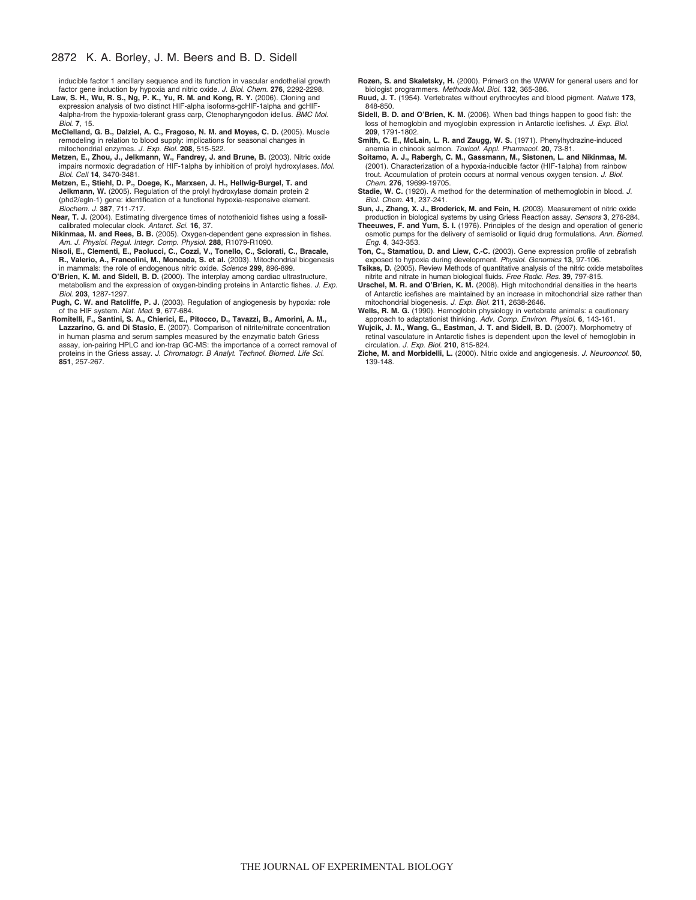inducible factor 1 ancillary sequence and its function in vascular endothelial growth factor gene induction by hypoxia and nitric oxide. *J. Biol. Chem.* **276**, 2292-2298.

**Law, S. H., Wu, R. S., Ng, P. K., Yu, R. M. and Kong, R. Y.** (2006). Cloning and expression analysis of two distinct HIF-alpha isoforms-gcHIF-1alpha and gcHIF-4alpha-from the hypoxia-tolerant grass carp, Ctenopharyngodon idellus. *BMC Mol. Biol.* **7**, 15.

**McClelland, G. B., Dalziel, A. C., Fragoso, N. M. and Moyes, C. D.** (2005). Muscle remodeling in relation to blood supply: implications for seasonal changes in mitochondrial enzymes. *J. Exp. Biol.* **208**, 515-522.

**Metzen, E., Zhou, J., Jelkmann, W., Fandrey, J. and Brune, B.** (2003). Nitric oxide impairs normoxic degradation of HIF-1alpha by inhibition of prolyl hydroxylases. *Mol. Biol. Cell* **14**, 3470-3481.

**Metzen, E., Stiehl, D. P., Doege, K., Marxsen, J. H., Hellwig-Burgel, T. and Jelkmann, W.** (2005). Regulation of the prolyl hydroxylase domain protein 2 (phd2/egln-1) gene: identification of a functional hypoxia-responsive element. *Biochem. J.* **387**, 711-717.

**Near, T. J.** (2004). Estimating divergence times of notothenioid fishes using a fossil-calibrated molecular clock. *Antarct. Sci.* **16**, 37.

**Nikinmaa, M. and Rees, B. B.** (2005). Oxygen-dependent gene expression in fishes. *Am. J. Physiol. Regul. Integr. Comp. Physiol.* **288**, R1079-R1090.

**Nisoli, E., Clementi, E., Paolucci, C., Cozzi, V., Tonello, C., Sciorati, C., Bracale, R., Valerio, A., Francolini, M., Moncada, S. et al.** (2003). Mitochondrial biogenesis in mammals: the role of endogenous nitric oxide. *Science* **299**, 896-899.

**O'Brien, K. M. and Sidell, B. D.** (2000). The interplay among cardiac ultrastructure, metabolism and the expression of oxygen-binding proteins in Antarctic fishes. *J. Exp. Biol.* **203**, 1287-1297.

**Pugh, C. W. and Ratcliffe, P. J.** (2003). Regulation of angiogenesis by hypoxia: role of the HIF system. *Nat. Med.* **9**, 677-684.

**Romitelli, F., Santini, S. A., Chierici, E., Pitocco, D., Tavazzi, B., Amorini, A. M., Lazzarino, G. and Di Stasio, E.** (2007). Comparison of nitrite/nitrate concentration in human plasma and serum samples measured by the enzymatic batch Griess assay, ion-pairing HPLC and ion-trap GC-MS: the importance of a correct removal of proteins in the Griess assay. *J. Chromatogr. B Analyt. Technol. Biomed. Life Sci.* **851**, 257-267.

**Rozen, S. and Skaletsky, H.** (2000). Primer3 on the WWW for general users and for biologist programmers. *Methods Mol. Biol.* **132**, 365-386.

**Ruud, J. T.** (1954). Vertebrates without erythrocytes and blood pigment. *Nature* **173**, 848-850.

**Sidell, B. D. and O'Brien, K. M.** (2006). When bad things happen to good fish: the loss of hemoglobin and myoglobin expression in Antarctic icefishes. *J. Exp. Biol.* **209**, 1791-1802.

**Smith, C. E., McLain, L. R. and Zaugg, W. S.** (1971). Phenylhydrazine-induced anemia in chinook salmon. *Toxicol. Appl. Pharmacol.* **20**, 73-81.

**Soitamo, A. J., Rabergh, C. M., Gassmann, M., Sistonen, L. and Nikinmaa, M.** (2001). Characterization of a hypoxia-inducible factor (HIF-1alpha) from rainbow trout. Accumulation of protein occurs at normal venous oxygen tension. *J. Biol. Chem.* **276**, 19699-19705.

**Stadie, W. C.** (1920). A method for the determination of methemoglobin in blood. *J. Biol. Chem.* **41**, 237-241.

**Sun, J., Zhang, X. J., Broderick, M. and Fein, H.** (2003). Measurement of nitric oxide production in biological systems by using Griess Reaction assay. *Sensors* **3**, 276-284.

**Theeuwes, F. and Yum, S. I.** (1976). Principles of the design and operation of generic osmotic pumps for the delivery of semisolid or liquid drug formulations. *Ann. Biomed. Eng.* **4**, 343-353.

**Ton, C., Stamatiou, D. and Liew, C.-C.** (2003). Gene expression profile of zebrafish exposed to hypoxia during development. *Physiol. Genomics* **13**, 97-106.

**Tsikas, D.** (2005). Review Methods of quantitative analysis of the nitric oxide metabolites nitrite and nitrate in human biological fluids. *Free Radic. Res.* **39**, 797-815.

**Urschel, M. R. and O'Brien, K. M.** (2008). High mitochondrial densities in the hearts of Antarctic icefishes are maintained by an increase in mitochondrial size rather than mitochondrial biogenesis. *J. Exp. Biol.* **211**, 2638-2646.

**Wells, R. M. G.** (1990). Hemoglobin physiology in vertebrate animals: a cautionary approach to adaptationist thinking. *Adv. Comp. Environ. Physiol.* **6**, 143-161.

**Wujcik, J. M., Wang, G., Eastman, J. T. and Sidell, B. D.** (2007). Morphometry of retinal vasculature in Antarctic fishes is dependent upon the level of hemoglobin in circulation. *J. Exp. Biol.* **210**, 815-824.

**Ziche, M. and Morbidelli, L.** (2000). Nitric oxide and angiogenesis. *J. Neurooncol.* **50**, 139-148.